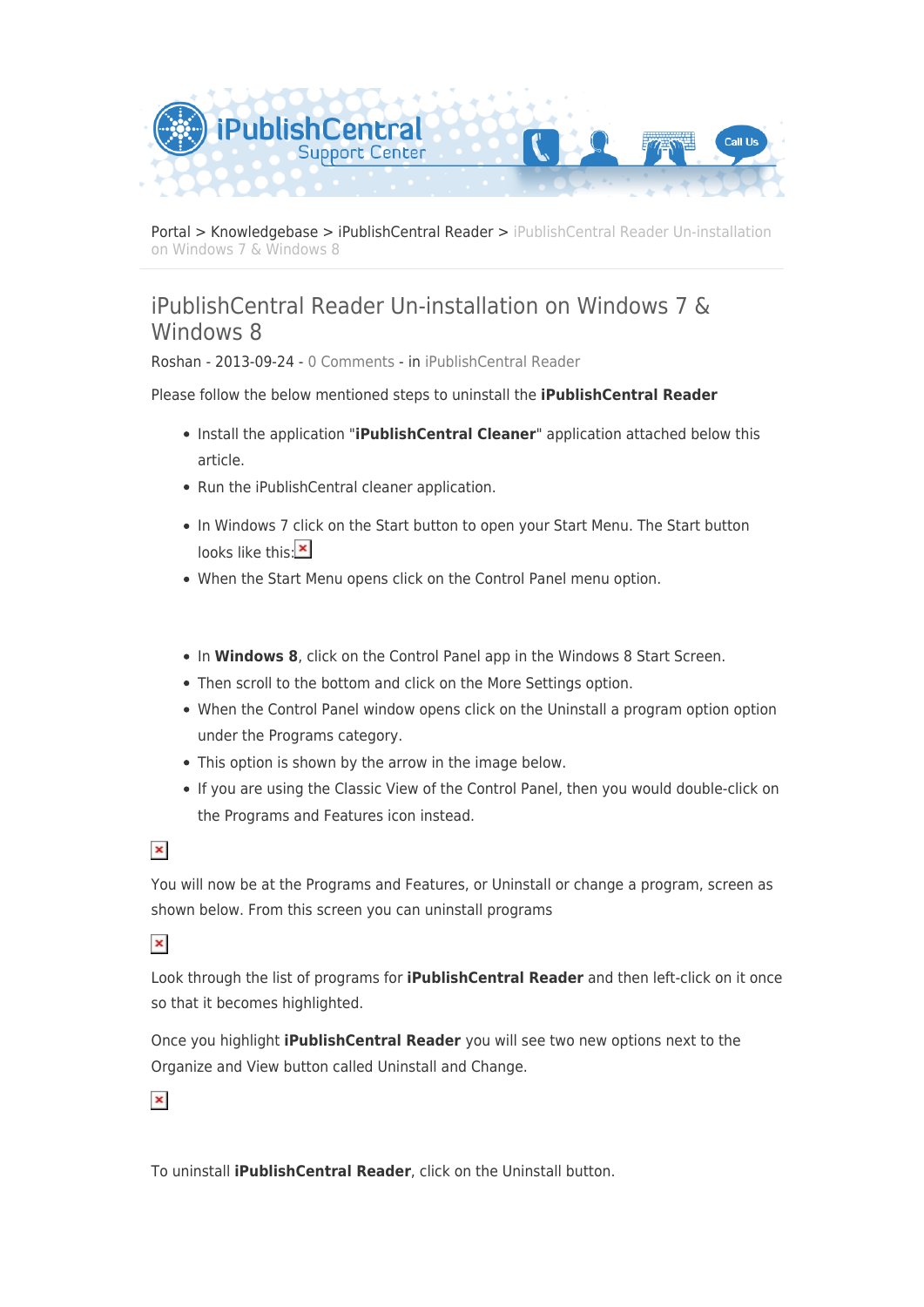Portal > Knowledgebase > iPublishCentral Reader > iPublishCentral Reader Un-installation on Windows 7 & Windows 8

# iPublishCentral Reader Un-installation on Windows 7 & Windows 8

Roshan - 2013-09-24 - 0 Comments - in iPublishCentral Reader

Please follow the below mentioned steps to uninstall the **iPublishCentral Reader**

- Install the application "**iPublishCentral Cleaner**" application attached below this article.
- Run the iPublishCentral cleaner application.
- In Windows 7 click on the Start button to open your Start Menu. The Start button looks like this:
- When the Start Menu opens click on the Control Panel menu option.

- In **Windows 8**, click on the Control Panel app in the Windows 8 Start Screen.
- Then scroll to the bottom and click on the More Settings option.
- When the Control Panel window opens click on the Uninstall a program option option under the Programs category.
- This option is shown by the arrow in the image below.
- If you are using the Classic View of the Control Panel, then you would double-click on the Programs and Features icon instead.

You will now be at the Programs and Features, or Uninstall or change a program, screen as shown below. From this screen you can uninstall programs

Look through the list of programs for **iPublishCentral Reader** and then left-click on it once so that it becomes highlighted.

Once you highlight **iPublishCentral Reader** you will see two new options next to the Organize and View button called Uninstall and Change.

To uninstall **iPublishCentral Reader**, click on the Uninstall button.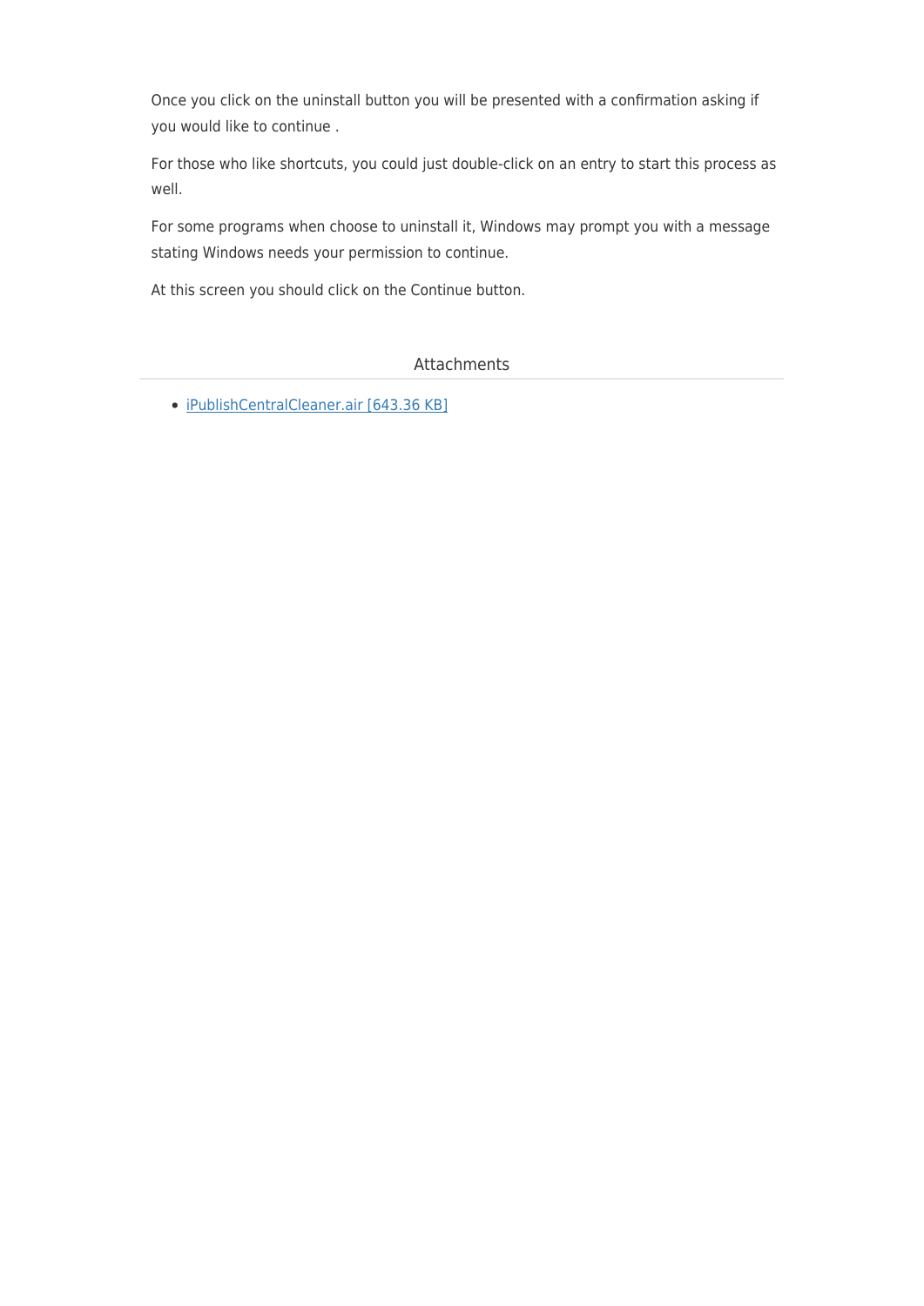Once you click on the uninstall button you will be presented with a confirmation asking if you would like to continue .

For those who like shortcuts, you could just double-click on an entry to start this process as well.

For some programs when choose to uninstall it, Windows may prompt you with a message stating Windows needs your permission to continue.

At this screen you should click on the Continue button.

## Attachments

- iPublishCentralCleaner.air [643.36 KB]